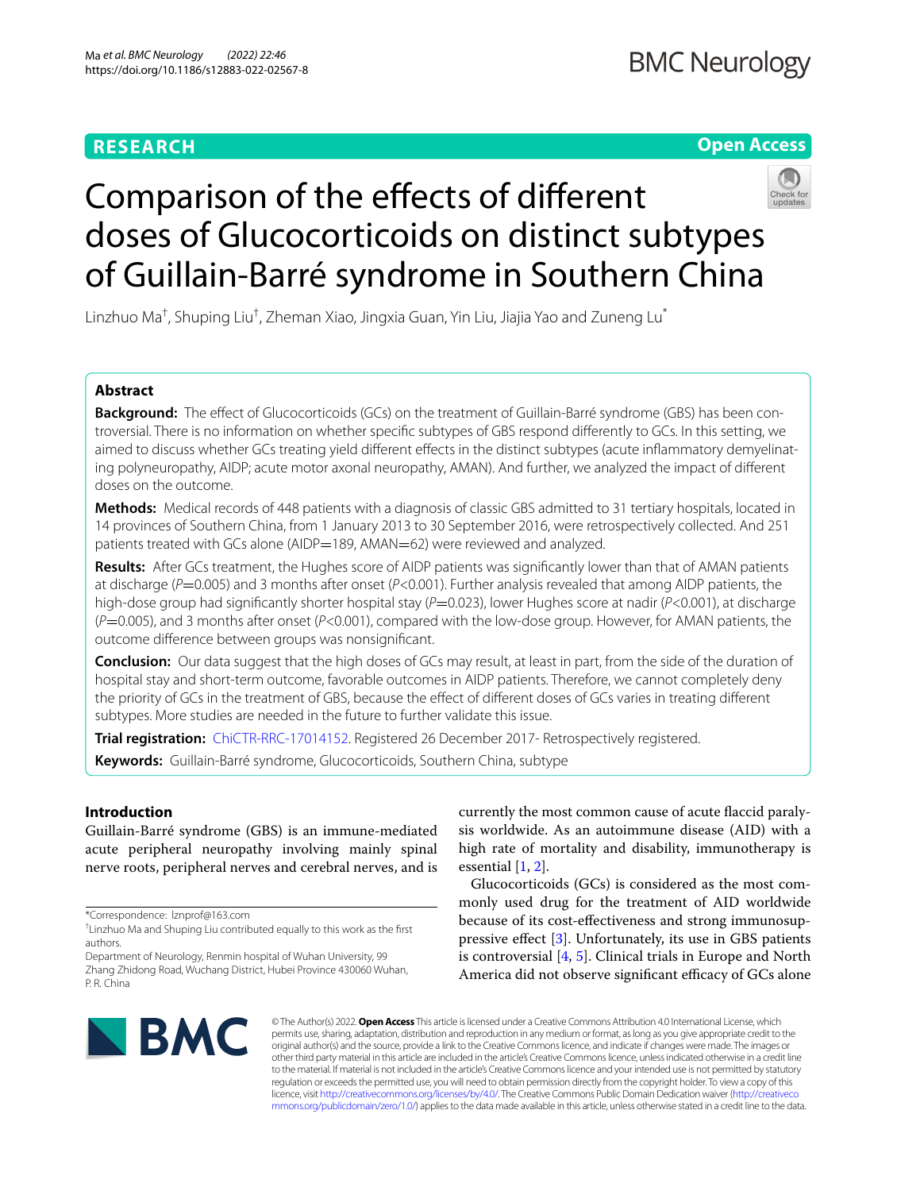**RESEARCH** | **Open Access**

# Comparison of the effects of different doses of Glucocorticoids on distinct subtypes of Guillain-Barré syndrome in Southern China

Linzhuo Ma[†], Shuping Liu[†], Zheman Xiao, Jingxia Guan, Yin Liu, Jiajia Yao and Zuneng Lu[*]

## Abstract

**Background:** The effect of Glucocorticoids (GCs) on the treatment of Guillain-Barré syndrome (GBS) has been controversial. There is no information on whether specific subtypes of GBS respond differently to GCs. In this setting, we aimed to discuss whether GCs treating yield different effects in the distinct subtypes (acute inflammatory demyelinating polyneuropathy, AIDP; acute motor axonal neuropathy, AMAN). And further, we analyzed the impact of different doses on the outcome.

**Methods:** Medical records of 448 patients with a diagnosis of classic GBS admitted to 31 tertiary hospitals, located in 14 provinces of Southern China, from 1 January 2013 to 30 September 2016, were retrospectively collected. And 251 patients treated with GCs alone (AIDP=189, AMAN=62) were reviewed and analyzed.

**Results:** After GCs treatment, the Hughes score of AIDP patients was significantly lower than that of AMAN patients at discharge ($P$=0.005) and 3 months after onset ($P$<0.001). Further analysis revealed that among AIDP patients, the high-dose group had significantly shorter hospital stay ($P$=0.023), lower Hughes score at nadir ($P$<0.001), at discharge ($P$=0.005), and 3 months after onset ($P$<0.001), compared with the low-dose group. However, for AMAN patients, the outcome difference between groups was nonsignificant.

**Conclusion:** Our data suggest that the high doses of GCs may result, at least in part, from the side of the duration of hospital stay and short-term outcome, favorable outcomes in AIDP patients. Therefore, we cannot completely deny the priority of GCs in the treatment of GBS, because the effect of different doses of GCs varies in treating different subtypes. More studies are needed in the future to further validate this issue.

**Trial registration:** ChiCTR-RRC-17014152. Registered 26 December 2017- Retrospectively registered.

**Keywords:** Guillain-Barré syndrome, Glucocorticoids, Southern China, subtype

## Introduction

Guillain-Barré syndrome (GBS) is an immune-mediated acute peripheral neuropathy involving mainly spinal nerve roots, peripheral nerves and cerebral nerves, and is currently the most common cause of acute flaccid paralysis worldwide. As an autoimmune disease (AID) with a high rate of mortality and disability, immunotherapy is essential [1, 2].

Glucocorticoids (GCs) is considered as the most commonly used drug for the treatment of AID worldwide because of its cost-effectiveness and strong immunosuppressive effect [3]. Unfortunately, its use in GBS patients is controversial [4, 5]. Clinical trials in Europe and North America did not observe significant efficacy of GCs alone

*Correspondence: lznprof@163.com

[†]Linzhuo Ma and Shuping Liu contributed equally to this work as the first authors.

Department of Neurology, Renmin hospital of Wuhan University, 99 Zhang Zhidong Road, Wuchang District, Hubei Province 430060 Wuhan, P. R. China

© The Author(s) 2022. **Open Access** This article is licensed under a Creative Commons Attribution 4.0 International License, which permits use, sharing, adaptation, distribution and reproduction in any medium or format, as long as you give appropriate credit to the original author(s) and the source, provide a link to the Creative Commons licence, and indicate if changes were made. The images or other third party material in this article are included in the article's Creative Commons licence, unless indicated otherwise in a credit line to the material. If material is not included in the article's Creative Commons licence and your intended use is not permitted by statutory regulation or exceeds the permitted use, you will need to obtain permission directly from the copyright holder. To view a copy of this licence, visit http://creativecommons.org/licenses/by/4.0/. The Creative Commons Public Domain Dedication waiver (http://creativecommons.org/publicdomain/zero/1.0/) applies to the data made available in this article, unless otherwise stated in a credit line to the data.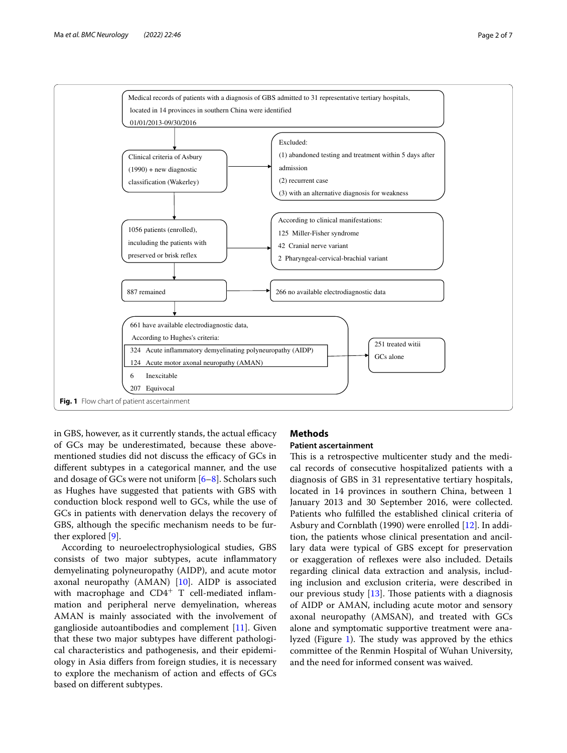Medical records of patients with a diagnosis of GBS admitted to 31 representative tertiary hospitals, located in 14 provinces in southern China were identified 01/01/2013-09/30/2016

Clinical criteria of Asbury (1990) + new diagnostic classification (Wakerley)

Excluded:
(1) abandoned testing and treatment within 5 days after admission
(2) recurrent case
(3) with an alternative diagnosis for weakness

1056 patients (enrolled), inculuding the patients with preserved or brisk reflex

According to clinical manifestations:
125 Miller-Fisher syndrome
42 Cranial nerve variant
2 Pharyngeal-cervical-brachial variant

887 remained

266 no available electrodiagnostic data

661 have available electrodiagnostic data,
According to Hughes's criteria:
324 Acute inflammatory demyelinating polyneuropathy (AIDP)
124 Acute motor axonal neuropathy (AMAN)
6 Inexcitable
207 Equivocal

251 treated witii GCs alone

**Fig. 1** Flow chart of patient ascertainment

in GBS, however, as it currently stands, the actual efficacy of GCs may be underestimated, because these above-mentioned studies did not discuss the efficacy of GCs in different subtypes in a categorical manner, and the use and dosage of GCs were not uniform [6–8]. Scholars such as Hughes have suggested that patients with GBS with conduction block respond well to GCs, while the use of GCs in patients with denervation delays the recovery of GBS, although the specific mechanism needs to be further explored [9].

According to neuroelectrophysiological studies, GBS consists of two major subtypes, acute inflammatory demyelinating polyneuropathy (AIDP), and acute motor axonal neuropathy (AMAN) [10]. AIDP is associated with macrophage and $CD4^{+}$ T cell-mediated inflammation and peripheral nerve demyelination, whereas AMAN is mainly associated with the involvement of ganglioside autoantibodies and complement [11]. Given that these two major subtypes have different pathological characteristics and pathogenesis, and their epidemiology in Asia differs from foreign studies, it is necessary to explore the mechanism of action and effects of GCs based on different subtypes.

## Methods

### Patient ascertainment

This is a retrospective multicenter study and the medical records of consecutive hospitalized patients with a diagnosis of GBS in 31 representative tertiary hospitals, located in 14 provinces in southern China, between 1 January 2013 and 30 September 2016, were collected. Patients who fulfilled the established clinical criteria of Asbury and Cornblath (1990) were enrolled [12]. In addition, the patients whose clinical presentation and ancillary data were typical of GBS except for preservation or exaggeration of reflexes were also included. Details regarding clinical data extraction and analysis, including inclusion and exclusion criteria, were described in our previous study [13]. Those patients with a diagnosis of AIDP or AMAN, including acute motor and sensory axonal neuropathy (AMSAN), and treated with GCs alone and symptomatic supportive treatment were analyzed (Figure 1). The study was approved by the ethics committee of the Renmin Hospital of Wuhan University, and the need for informed consent was waived.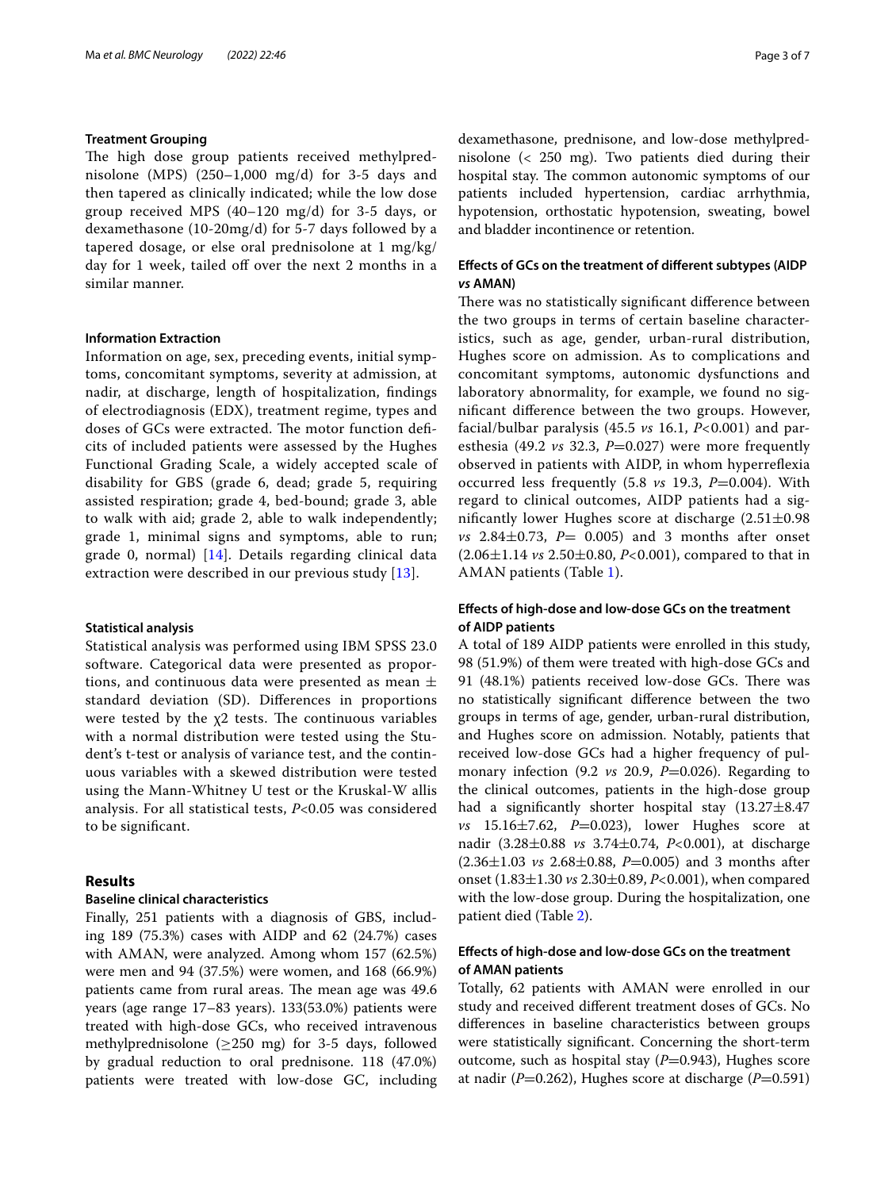### Treatment Grouping

The high dose group patients received methylprednisolone (MPS) (250–1,000 mg/d) for 3-5 days and then tapered as clinically indicated; while the low dose group received MPS (40–120 mg/d) for 3-5 days, or dexamethasone (10-20mg/d) for 5-7 days followed by a tapered dosage, or else oral prednisolone at 1 mg/kg/day for 1 week, tailed off over the next 2 months in a similar manner.

### Information Extraction

Information on age, sex, preceding events, initial symptoms, concomitant symptoms, severity at admission, at nadir, at discharge, length of hospitalization, findings of electrodiagnosis (EDX), treatment regime, types and doses of GCs were extracted. The motor function deficits of included patients were assessed by the Hughes Functional Grading Scale, a widely accepted scale of disability for GBS (grade 6, dead; grade 5, requiring assisted respiration; grade 4, bed-bound; grade 3, able to walk with aid; grade 2, able to walk independently; grade 1, minimal signs and symptoms, able to run; grade 0, normal) [14]. Details regarding clinical data extraction were described in our previous study [13].

### Statistical analysis

Statistical analysis was performed using IBM SPSS 23.0 software. Categorical data were presented as proportions, and continuous data were presented as mean ± standard deviation (SD). Differences in proportions were tested by the $\chi 2$ tests. The continuous variables with a normal distribution were tested using the Student's t-test or analysis of variance test, and the continuous variables with a skewed distribution were tested using the Mann-Whitney U test or the Kruskal-W allis analysis. For all statistical tests, $P<0.05$ was considered to be significant.

## Results

### Baseline clinical characteristics

Finally, 251 patients with a diagnosis of GBS, including 189 (75.3%) cases with AIDP and 62 (24.7%) cases with AMAN, were analyzed. Among whom 157 (62.5%) were men and 94 (37.5%) were women, and 168 (66.9%) patients came from rural areas. The mean age was 49.6 years (age range 17–83 years). 133(53.0%) patients were treated with high-dose GCs, who received intravenous methylprednisolone (≥250 mg) for 3-5 days, followed by gradual reduction to oral prednisone. 118 (47.0%) patients were treated with low-dose GC, including dexamethasone, prednisone, and low-dose methylprednisolone (< 250 mg). Two patients died during their hospital stay. The common autonomic symptoms of our patients included hypertension, cardiac arrhythmia, hypotension, orthostatic hypotension, sweating, bowel and bladder incontinence or retention.

### Effects of GCs on the treatment of different subtypes (AIDP *vs* AMAN)

There was no statistically significant difference between the two groups in terms of certain baseline characteristics, such as age, gender, urban-rural distribution, Hughes score on admission. As to complications and concomitant symptoms, autonomic dysfunctions and laboratory abnormality, for example, we found no significant difference between the two groups. However, facial/bulbar paralysis (45.5 *vs* 16.1, $P<0.001$) and paresthesia (49.2 *vs* 32.3, $P=0.027$) were more frequently observed in patients with AIDP, in whom hyperreflexia occurred less frequently (5.8 *vs* 19.3, $P=0.004$). With regard to clinical outcomes, AIDP patients had a significantly lower Hughes score at discharge (2.51±0.98 *vs* 2.84±0.73, $P=0.005$) and 3 months after onset (2.06±1.14 *vs* 2.50±0.80, $P<0.001$), compared to that in AMAN patients (Table 1).

### Effects of high-dose and low-dose GCs on the treatment of AIDP patients

A total of 189 AIDP patients were enrolled in this study, 98 (51.9%) of them were treated with high-dose GCs and 91 (48.1%) patients received low-dose GCs. There was no statistically significant difference between the two groups in terms of age, gender, urban-rural distribution, and Hughes score on admission. Notably, patients that received low-dose GCs had a higher frequency of pulmonary infection (9.2 *vs* 20.9, $P=0.026$). Regarding to the clinical outcomes, patients in the high-dose group had a significantly shorter hospital stay (13.27±8.47 *vs* 15.16±7.62, $P=0.023$), lower Hughes score at nadir (3.28±0.88 *vs* 3.74±0.74, $P<0.001$), at discharge (2.36±1.03 *vs* 2.68±0.88, $P=0.005$) and 3 months after onset (1.83±1.30 *vs* 2.30±0.89, $P<0.001$), when compared with the low-dose group. During the hospitalization, one patient died (Table 2).

### Effects of high-dose and low-dose GCs on the treatment of AMAN patients

Totally, 62 patients with AMAN were enrolled in our study and received different treatment doses of GCs. No differences in baseline characteristics between groups were statistically significant. Concerning the short-term outcome, such as hospital stay ($P=0.943$), Hughes score at nadir ($P=0.262$), Hughes score at discharge ($P=0.591$)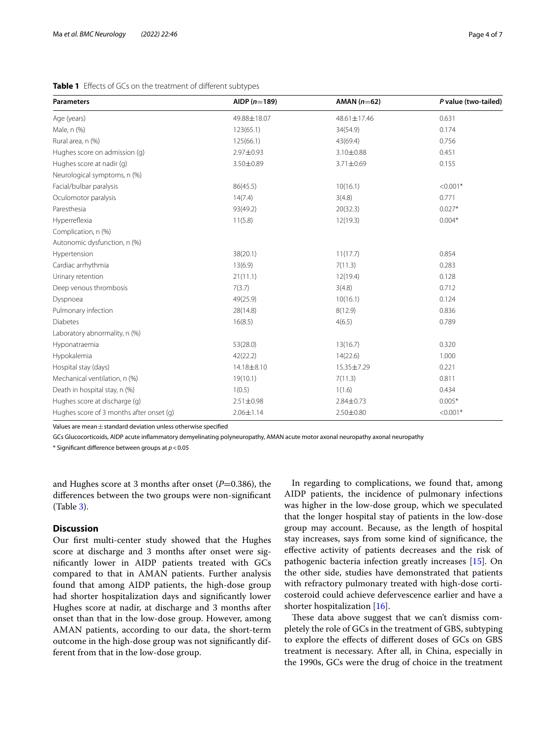**Table 1** Effects of GCs on the treatment of different subtypes

| Parameters | AIDP ($n$=189) | AMAN ($n$=62) | $P$ value (two-tailed) |
|---|---|---|---|
| Age (years) | 49.88±18.07 | 48.61±17.46 | 0.631 |
| Male, n (%) | 123(65.1) | 34(54.9) | 0.174 |
| Rural area, n (%) | 125(66.1) | 43(69.4) | 0.756 |
| Hughes score on admission (g) | 2.97±0.93 | 3.10±0.88 | 0.451 |
| Hughes score at nadir (g) | 3.50±0.89 | 3.71±0.69 | 0.155 |
| Neurological symptoms, n (%) | | | |
| Facial/bulbar paralysis | 86(45.5) | 10(16.1) | <0.001* |
| Oculomotor paralysis | 14(7.4) | 3(4.8) | 0.771 |
| Paresthesia | 93(49.2) | 20(32.3) | 0.027* |
| Hyperreflexia | 11(5.8) | 12(19.3) | 0.004* |
| Complication, n (%) | | | |
| Autonomic dysfunction, n (%) | | | |
| Hypertension | 38(20.1) | 11(17.7) | 0.854 |
| Cardiac arrhythmia | 13(6.9) | 7(11.3) | 0.283 |
| Urinary retention | 21(11.1) | 12(19.4) | 0.128 |
| Deep venous thrombosis | 7(3.7) | 3(4.8) | 0.712 |
| Dyspnoea | 49(25.9) | 10(16.1) | 0.124 |
| Pulmonary infection | 28(14.8) | 8(12.9) | 0.836 |
| Diabetes | 16(8.5) | 4(6.5) | 0.789 |
| Laboratory abnormality, n (%) | | | |
| Hyponatraemia | 53(28.0) | 13(16.7) | 0.320 |
| Hypokalemia | 42(22.2) | 14(22.6) | 1.000 |
| Hospital stay (days) | 14.18±8.10 | 15.35±7.29 | 0.221 |
| Mechanical ventilation, n (%) | 19(10.1) | 7(11.3) | 0.811 |
| Death in hospital stay, n (%) | 1(0.5) | 1(1.6) | 0.434 |
| Hughes score at discharge (g) | 2.51±0.98 | 2.84±0.73 | 0.005* |
| Hughes score of 3 months after onset (g) | 2.06±1.14 | 2.50±0.80 | <0.001* |

Values are mean ± standard deviation unless otherwise specified

GCs Glucocorticoids, AIDP acute inflammatory demyelinating polyneuropathy, AMAN acute motor axonal neuropathy axonal neuropathy

* Significant difference between groups at $p < 0.05$

and Hughes score at 3 months after onset ($P$=0.386), the differences between the two groups were non-significant (Table 3).

## Discussion

Our first multi-center study showed that the Hughes score at discharge and 3 months after onset were significantly lower in AIDP patients treated with GCs compared to that in AMAN patients. Further analysis found that among AIDP patients, the high-dose group had shorter hospitalization days and significantly lower Hughes score at nadir, at discharge and 3 months after onset than that in the low-dose group. However, among AMAN patients, according to our data, the short-term outcome in the high-dose group was not significantly different from that in the low-dose group.

In regarding to complications, we found that, among AIDP patients, the incidence of pulmonary infections was higher in the low-dose group, which we speculated that the longer hospital stay of patients in the low-dose group may account. Because, as the length of hospital stay increases, says from some kind of significance, the effective activity of patients decreases and the risk of pathogenic bacteria infection greatly increases [15]. On the other side, studies have demonstrated that patients with refractory pulmonary treated with high-dose corticosteroid could achieve defervescence earlier and have a shorter hospitalization [16].

These data above suggest that we can't dismiss completely the role of GCs in the treatment of GBS, subtyping to explore the effects of different doses of GCs on GBS treatment is necessary. After all, in China, especially in the 1990s, GCs were the drug of choice in the treatment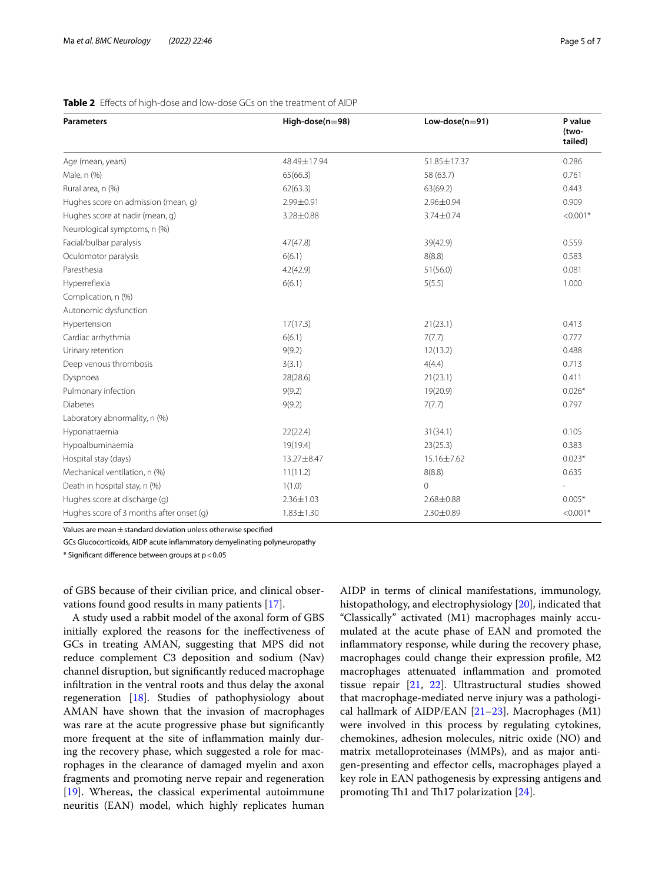**Table 2** Effects of high-dose and low-dose GCs on the treatment of AIDP

| Parameters | High-dose(n=98) | Low-dose(n=91) | P value (two-tailed) |
|---|---|---|---|
| Age (mean, years) | 48.49±17.94 | 51.85±17.37 | 0.286 |
| Male, n (%) | 65(66.3) | 58 (63.7) | 0.761 |
| Rural area, n (%) | 62(63.3) | 63(69.2) | 0.443 |
| Hughes score on admission (mean, g) | 2.99±0.91 | 2.96±0.94 | 0.909 |
| Hughes score at nadir (mean, g) | 3.28±0.88 | 3.74±0.74 | <0.001* |
| Neurological symptoms, n (%) | | | |
| Facial/bulbar paralysis | 47(47.8) | 39(42.9) | 0.559 |
| Oculomotor paralysis | 6(6.1) | 8(8.8) | 0.583 |
| Paresthesia | 42(42.9) | 51(56.0) | 0.081 |
| Hyperreflexia | 6(6.1) | 5(5.5) | 1.000 |
| Complication, n (%) | | | |
| Autonomic dysfunction | | | |
| Hypertension | 17(17.3) | 21(23.1) | 0.413 |
| Cardiac arrhythmia | 6(6.1) | 7(7.7) | 0.777 |
| Urinary retention | 9(9.2) | 12(13.2) | 0.488 |
| Deep venous thrombosis | 3(3.1) | 4(4.4) | 0.713 |
| Dyspnoea | 28(28.6) | 21(23.1) | 0.411 |
| Pulmonary infection | 9(9.2) | 19(20.9) | 0.026* |
| Diabetes | 9(9.2) | 7(7.7) | 0.797 |
| Laboratory abnormality, n (%) | | | |
| Hyponatraemia | 22(22.4) | 31(34.1) | 0.105 |
| Hypoalbuminaemia | 19(19.4) | 23(25.3) | 0.383 |
| Hospital stay (days) | 13.27±8.47 | 15.16±7.62 | 0.023* |
| Mechanical ventilation, n (%) | 11(11.2) | 8(8.8) | 0.635 |
| Death in hospital stay, n (%) | 1(1.0) | 0 | - |
| Hughes score at discharge (g) | 2.36±1.03 | 2.68±0.88 | 0.005* |
| Hughes score of 3 months after onset (g) | 1.83±1.30 | 2.30±0.89 | <0.001* |

Values are mean ± standard deviation unless otherwise specified

GCs Glucocorticoids, AIDP acute inflammatory demyelinating polyneuropathy

* Significant difference between groups at $p < 0.05$

of GBS because of their civilian price, and clinical observations found good results in many patients [17].

A study used a rabbit model of the axonal form of GBS initially explored the reasons for the ineffectiveness of GCs in treating AMAN, suggesting that MPS did not reduce complement C3 deposition and sodium (Nav) channel disruption, but significantly reduced macrophage infiltration in the ventral roots and thus delay the axonal regeneration [18]. Studies of pathophysiology about AMAN have shown that the invasion of macrophages was rare at the acute progressive phase but significantly more frequent at the site of inflammation mainly during the recovery phase, which suggested a role for macrophages in the clearance of damaged myelin and axon fragments and promoting nerve repair and regeneration [19]. Whereas, the classical experimental autoimmune neuritis (EAN) model, which highly replicates human AIDP in terms of clinical manifestations, immunology, histopathology, and electrophysiology [20], indicated that "Classically" activated (M1) macrophages mainly accumulated at the acute phase of EAN and promoted the inflammatory response, while during the recovery phase, macrophages could change their expression profile, M2 macrophages attenuated inflammation and promoted tissue repair [21, 22]. Ultrastructural studies showed that macrophage-mediated nerve injury was a pathological hallmark of AIDP/EAN [21–23]. Macrophages (M1) were involved in this process by regulating cytokines, chemokines, adhesion molecules, nitric oxide (NO) and matrix metalloproteinases (MMPs), and as major antigen-presenting and effector cells, macrophages played a key role in EAN pathogenesis by expressing antigens and promoting Th1 and Th17 polarization [24].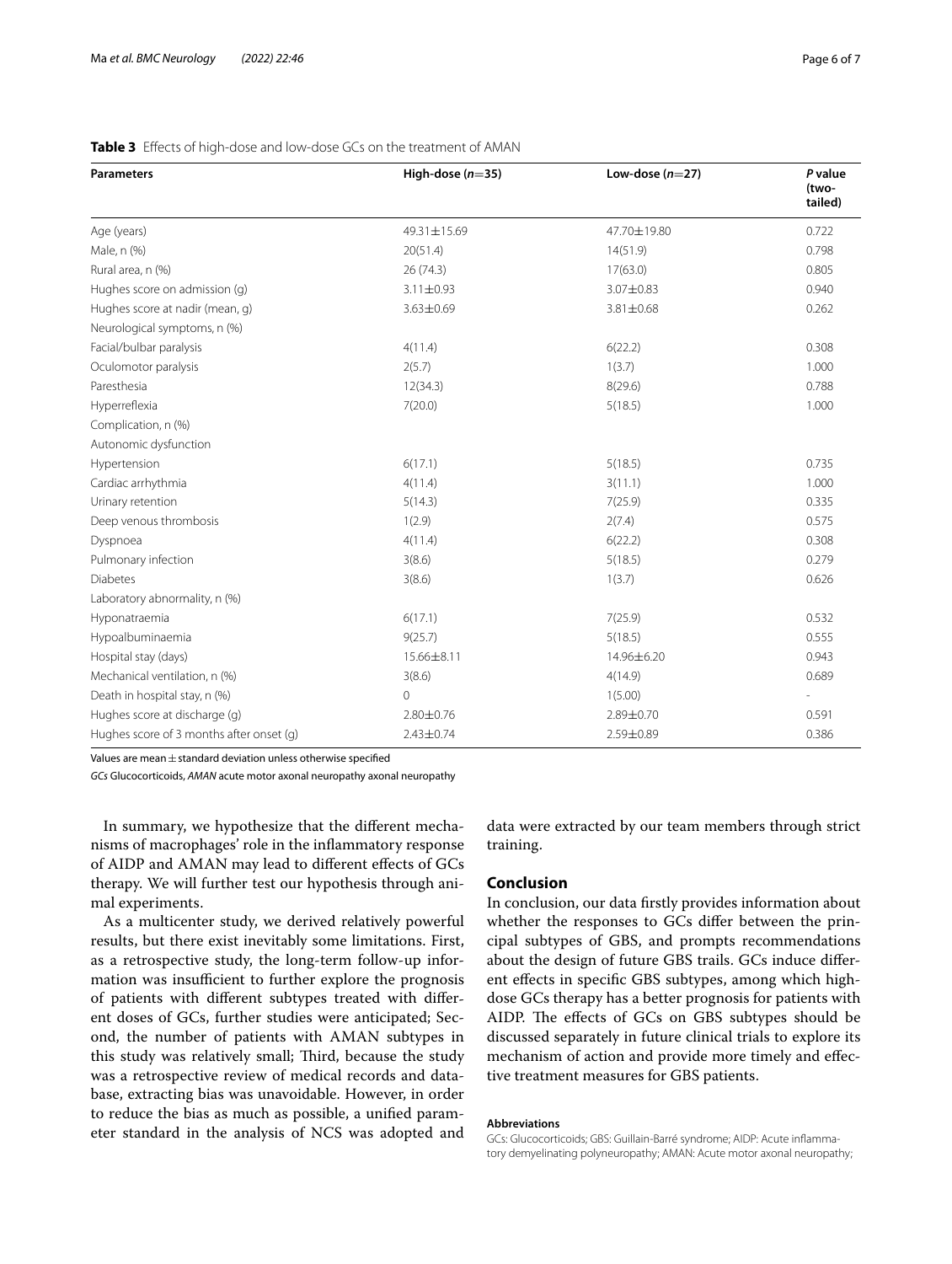**Table 3** Effects of high-dose and low-dose GCs on the treatment of AMAN

| Parameters | High-dose (*n*=35) | Low-dose (*n*=27) | *P* value (two-tailed) |
|---|---|---|---|
| Age (years) | 49.31±15.69 | 47.70±19.80 | 0.722 |
| Male, n (%) | 20(51.4) | 14(51.9) | 0.798 |
| Rural area, n (%) | 26 (74.3) | 17(63.0) | 0.805 |
| Hughes score on admission (g) | 3.11±0.93 | 3.07±0.83 | 0.940 |
| Hughes score at nadir (mean, g) | 3.63±0.69 | 3.81±0.68 | 0.262 |
| Neurological symptoms, n (%) | | | |
| Facial/bulbar paralysis | 4(11.4) | 6(22.2) | 0.308 |
| Oculomotor paralysis | 2(5.7) | 1(3.7) | 1.000 |
| Paresthesia | 12(34.3) | 8(29.6) | 0.788 |
| Hyperreflexia | 7(20.0) | 5(18.5) | 1.000 |
| Complication, n (%) | | | |
| Autonomic dysfunction | | | |
| Hypertension | 6(17.1) | 5(18.5) | 0.735 |
| Cardiac arrhythmia | 4(11.4) | 3(11.1) | 1.000 |
| Urinary retention | 5(14.3) | 7(25.9) | 0.335 |
| Deep venous thrombosis | 1(2.9) | 2(7.4) | 0.575 |
| Dyspnoea | 4(11.4) | 6(22.2) | 0.308 |
| Pulmonary infection | 3(8.6) | 5(18.5) | 0.279 |
| Diabetes | 3(8.6) | 1(3.7) | 0.626 |
| Laboratory abnormality, n (%) | | | |
| Hyponatraemia | 6(17.1) | 7(25.9) | 0.532 |
| Hypoalbuminaemia | 9(25.7) | 5(18.5) | 0.555 |
| Hospital stay (days) | 15.66±8.11 | 14.96±6.20 | 0.943 |
| Mechanical ventilation, n (%) | 3(8.6) | 4(14.9) | 0.689 |
| Death in hospital stay, n (%) | 0 | 1(5.00) | - |
| Hughes score at discharge (g) | 2.80±0.76 | 2.89±0.70 | 0.591 |
| Hughes score of 3 months after onset (g) | 2.43±0.74 | 2.59±0.89 | 0.386 |

Values are mean ± standard deviation unless otherwise specified

*GCs* Glucocorticoids, *AMAN* acute motor axonal neuropathy axonal neuropathy

In summary, we hypothesize that the different mechanisms of macrophages' role in the inflammatory response of AIDP and AMAN may lead to different effects of GCs therapy. We will further test our hypothesis through animal experiments.

As a multicenter study, we derived relatively powerful results, but there exist inevitably some limitations. First, as a retrospective study, the long-term follow-up information was insufficient to further explore the prognosis of patients with different subtypes treated with different doses of GCs, further studies were anticipated; Second, the number of patients with AMAN subtypes in this study was relatively small; Third, because the study was a retrospective review of medical records and database, extracting bias was unavoidable. However, in order to reduce the bias as much as possible, a unified parameter standard in the analysis of NCS was adopted and data were extracted by our team members through strict training.

## Conclusion

In conclusion, our data firstly provides information about whether the responses to GCs differ between the principal subtypes of GBS, and prompts recommendations about the design of future GBS trails. GCs induce different effects in specific GBS subtypes, among which high-dose GCs therapy has a better prognosis for patients with AIDP. The effects of GCs on GBS subtypes should be discussed separately in future clinical trials to explore its mechanism of action and provide more timely and effective treatment measures for GBS patients.

#### Abbreviations

GCs: Glucocorticoids; GBS: Guillain-Barré syndrome; AIDP: Acute inflammatory demyelinating polyneuropathy; AMAN: Acute motor axonal neuropathy;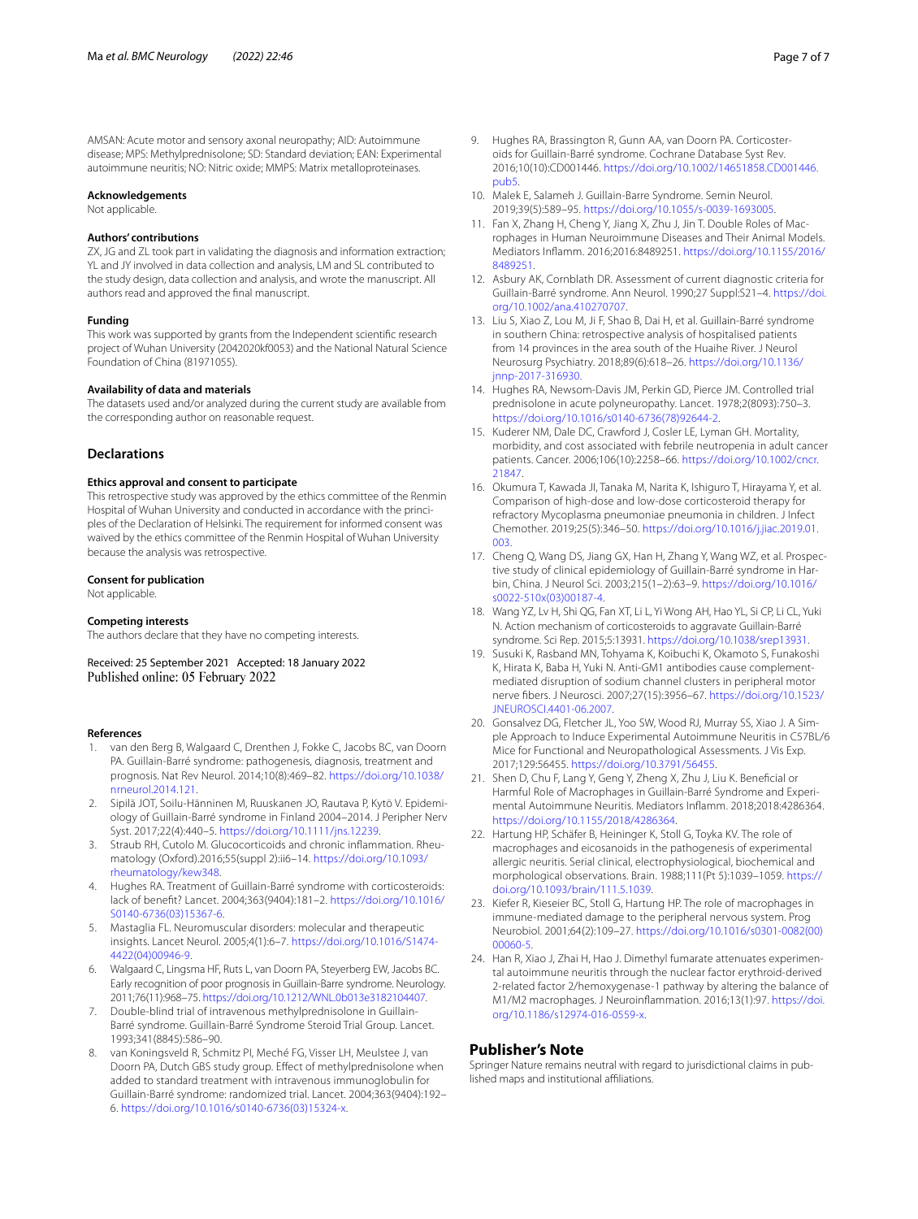AMSAN: Acute motor and sensory axonal neuropathy; AID: Autoimmune disease; MPS: Methylprednisolone; SD: Standard deviation; EAN: Experimental autoimmune neuritis; NO: Nitric oxide; MMPS: Matrix metalloproteinases.

### Acknowledgements

Not applicable.

### Authors' contributions

ZX, JG and ZL took part in validating the diagnosis and information extraction; YL and JY involved in data collection and analysis, LM and SL contributed to the study design, data collection and analysis, and wrote the manuscript. All authors read and approved the final manuscript.

### Funding

This work was supported by grants from the Independent scientific research project of Wuhan University (2042020kf0053) and the National Natural Science Foundation of China (81971055).

### Availability of data and materials

The datasets used and/or analyzed during the current study are available from the corresponding author on reasonable request.

## Declarations

### Ethics approval and consent to participate

This retrospective study was approved by the ethics committee of the Renmin Hospital of Wuhan University and conducted in accordance with the principles of the Declaration of Helsinki. The requirement for informed consent was waived by the ethics committee of the Renmin Hospital of Wuhan University because the analysis was retrospective.

### Consent for publication

Not applicable.

### Competing interests

The authors declare that they have no competing interests.

Received: 25 September 2021 Accepted: 18 January 2022
Published online: 05 February 2022

### References

1. van den Berg B, Walgaard C, Drenthen J, Fokke C, Jacobs BC, van Doorn PA. Guillain-Barré syndrome: pathogenesis, diagnosis, treatment and prognosis. Nat Rev Neurol. 2014;10(8):469–82. https://doi.org/10.1038/nrneurol.2014.121.
2. Sipilä JOT, Soilu-Hänninen M, Ruuskanen JO, Rautava P, Kytö V. Epidemiology of Guillain-Barré syndrome in Finland 2004–2014. J Peripher Nerv Syst. 2017;22(4):440–5. https://doi.org/10.1111/jns.12239.
3. Straub RH, Cutolo M. Glucocorticoids and chronic inflammation. Rheumatology (Oxford).2016;55(suppl 2):ii6–14. https://doi.org/10.1093/rheumatology/kew348.
4. Hughes RA. Treatment of Guillain-Barré syndrome with corticosteroids: lack of benefit? Lancet. 2004;363(9404):181–2. https://doi.org/10.1016/S0140-6736(03)15367-6.
5. Mastaglia FL. Neuromuscular disorders: molecular and therapeutic insights. Lancet Neurol. 2005;4(1):6–7. https://doi.org/10.1016/S1474-4422(04)00946-9.
6. Walgaard C, Lingsma HF, Ruts L, van Doorn PA, Steyerberg EW, Jacobs BC. Early recognition of poor prognosis in Guillain-Barre syndrome. Neurology. 2011;76(11):968–75. https://doi.org/10.1212/WNL.0b013e3182104407.
7. Double-blind trial of intravenous methylprednisolone in Guillain-Barré syndrome. Guillain-Barré Syndrome Steroid Trial Group. Lancet. 1993;341(8845):586–90.
8. van Koningsveld R, Schmitz PI, Meché FG, Visser LH, Meulstee J, van Doorn PA, Dutch GBS study group. Effect of methylprednisolone when added to standard treatment with intravenous immunoglobulin for Guillain-Barré syndrome: randomized trial. Lancet. 2004;363(9404):192–6. https://doi.org/10.1016/s0140-6736(03)15324-x.
9. Hughes RA, Brassington R, Gunn AA, van Doorn PA. Corticosteroids for Guillain-Barré syndrome. Cochrane Database Syst Rev. 2016;10(10):CD001446. https://doi.org/10.1002/14651858.CD001446.pub5.
10. Malek E, Salameh J. Guillain-Barre Syndrome. Semin Neurol. 2019;39(5):589–95. https://doi.org/10.1055/s-0039-1693005.
11. Fan X, Zhang H, Cheng Y, Jiang X, Zhu J, Jin T. Double Roles of Macrophages in Human Neuroimmune Diseases and Their Animal Models. Mediators Inflamm. 2016;2016:8489251. https://doi.org/10.1155/2016/8489251.
12. Asbury AK, Cornblath DR. Assessment of current diagnostic criteria for Guillain-Barré syndrome. Ann Neurol. 1990;27 Suppl:S21–4. https://doi.org/10.1002/ana.410270707.
13. Liu S, Xiao Z, Lou M, Ji F, Shao B, Dai H, et al. Guillain-Barré syndrome in southern China: retrospective analysis of hospitalised patients from 14 provinces in the area south of the Huaihe River. J Neurol Neurosurg Psychiatry. 2018;89(6):618–26. https://doi.org/10.1136/jnnp-2017-316930.
14. Hughes RA, Newsom-Davis JM, Perkin GD, Pierce JM. Controlled trial prednisolone in acute polyneuropathy. Lancet. 1978;2(8093):750–3. https://doi.org/10.1016/s0140-6736(78)92644-2.
15. Kuderer NM, Dale DC, Crawford J, Cosler LE, Lyman GH. Mortality, morbidity, and cost associated with febrile neutropenia in adult cancer patients. Cancer. 2006;106(10):2258–66. https://doi.org/10.1002/cncr.21847.
16. Okumura T, Kawada JI, Tanaka M, Narita K, Ishiguro T, Hirayama Y, et al. Comparison of high-dose and low-dose corticosteroid therapy for refractory Mycoplasma pneumoniae pneumonia in children. J Infect Chemother. 2019;25(5):346–50. https://doi.org/10.1016/j.jiac.2019.01.003.
17. Cheng Q, Wang DS, Jiang GX, Han H, Zhang Y, Wang WZ, et al. Prospective study of clinical epidemiology of Guillain-Barré syndrome in Harbin, China. J Neurol Sci. 2003;215(1–2):63–9. https://doi.org/10.1016/s0022-510x(03)00187-4.
18. Wang YZ, Lv H, Shi QG, Fan XT, Li L, Yi Wong AH, Hao YL, Si CP, Li CL, Yuki N. Action mechanism of corticosteroids to aggravate Guillain-Barré syndrome. Sci Rep. 2015;5:13931. https://doi.org/10.1038/srep13931.
19. Susuki K, Rasband MN, Tohyama K, Koibuchi K, Okamoto S, Funakoshi K, Hirata K, Baba H, Yuki N. Anti-GM1 antibodies cause complement-mediated disruption of sodium channel clusters in peripheral motor nerve fibers. J Neurosci. 2007;27(15):3956–67. https://doi.org/10.1523/JNEUROSCI.4401-06.2007.
20. Gonsalvez DG, Fletcher JL, Yoo SW, Wood RJ, Murray SS, Xiao J. A Simple Approach to Induce Experimental Autoimmune Neuritis in C57BL/6 Mice for Functional and Neuropathological Assessments. J Vis Exp. 2017;129:56455. https://doi.org/10.3791/56455.
21. Shen D, Chu F, Lang Y, Geng Y, Zheng X, Zhu J, Liu K. Beneficial or Harmful Role of Macrophages in Guillain-Barré Syndrome and Experimental Autoimmune Neuritis. Mediators Inflamm. 2018;2018:4286364. https://doi.org/10.1155/2018/4286364.
22. Hartung HP, Schäfer B, Heininger K, Stoll G, Toyka KV. The role of macrophages and eicosanoids in the pathogenesis of experimental allergic neuritis. Serial clinical, electrophysiological, biochemical and morphological observations. Brain. 1988;111(Pt 5):1039–1059. https://doi.org/10.1093/brain/111.5.1039.
23. Kiefer R, Kieseier BC, Stoll G, Hartung HP. The role of macrophages in immune-mediated damage to the peripheral nervous system. Prog Neurobiol. 2001;64(2):109–27. https://doi.org/10.1016/s0301-0082(00)00060-5.
24. Han R, Xiao J, Zhai H, Hao J. Dimethyl fumarate attenuates experimental autoimmune neuritis through the nuclear factor erythroid-derived 2-related factor 2/hemoxygenase-1 pathway by altering the balance of M1/M2 macrophages. J Neuroinflammation. 2016;13(1):97. https://doi.org/10.1186/s12974-016-0559-x.

## Publisher's Note

Springer Nature remains neutral with regard to jurisdictional claims in published maps and institutional affiliations.